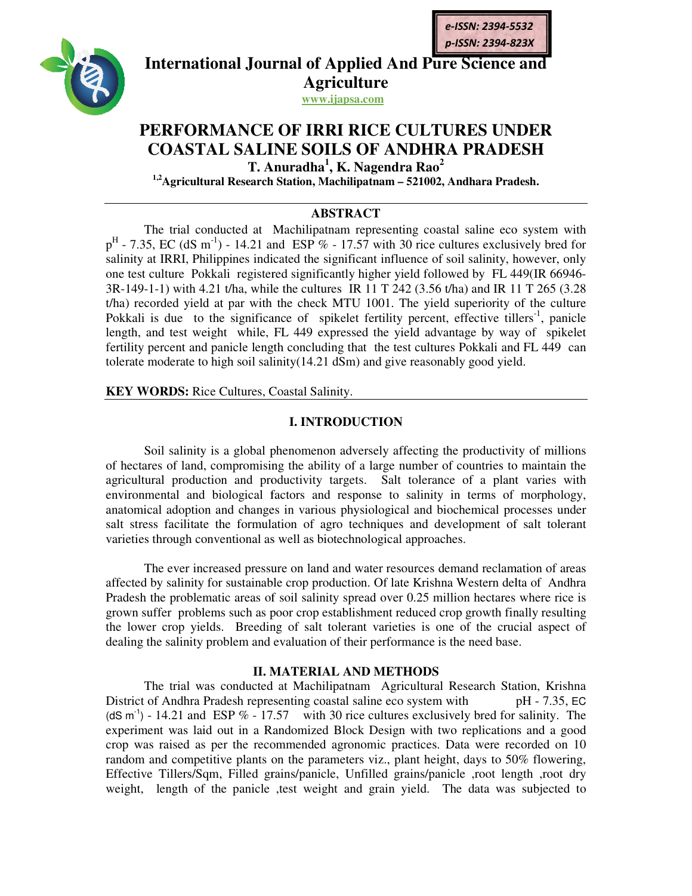e-ISSN: 2394-5532
p-ISSN: 2394-823X

# International Journal of Applied And Pure Science and Agriculture

www.ijapsa.com

# PERFORMANCE OF IRRI RICE CULTURES UNDER COASTAL SALINE SOILS OF ANDHRA PRADESH

**T. Anuradha[1], K. Nagendra Rao[2]**

[1,2]**Agricultural Research Station, Machilipatnam – 521002, Andhara Pradesh.**

## ABSTRACT

The trial conducted at Machilipatnam representing coastal saline eco system with $p^H$ - 7.35, EC (dS $m^{-1}$) - 14.21 and ESP % - 17.57 with 30 rice cultures exclusively bred for salinity at IRRI, Philippines indicated the significant influence of soil salinity, however, only one test culture Pokkali registered significantly higher yield followed by FL 449(IR 66946-3R-149-1-1) with 4.21 t/ha, while the cultures IR 11 T 242 (3.56 t/ha) and IR 11 T 265 (3.28 t/ha) recorded yield at par with the check MTU 1001. The yield superiority of the culture Pokkali is due to the significance of spikelet fertility percent, effective tillers$^{-1}$, panicle length, and test weight while, FL 449 expressed the yield advantage by way of spikelet fertility percent and panicle length concluding that the test cultures Pokkali and FL 449 can tolerate moderate to high soil salinity(14.21 dSm) and give reasonably good yield.

**KEY WORDS:** Rice Cultures, Coastal Salinity.

## I. INTRODUCTION

Soil salinity is a global phenomenon adversely affecting the productivity of millions of hectares of land, compromising the ability of a large number of countries to maintain the agricultural production and productivity targets. Salt tolerance of a plant varies with environmental and biological factors and response to salinity in terms of morphology, anatomical adoption and changes in various physiological and biochemical processes under salt stress facilitate the formulation of agro techniques and development of salt tolerant varieties through conventional as well as biotechnological approaches.

The ever increased pressure on land and water resources demand reclamation of areas affected by salinity for sustainable crop production. Of late Krishna Western delta of Andhra Pradesh the problematic areas of soil salinity spread over 0.25 million hectares where rice is grown suffer problems such as poor crop establishment reduced crop growth finally resulting the lower crop yields. Breeding of salt tolerant varieties is one of the crucial aspect of dealing the salinity problem and evaluation of their performance is the need base.

## II. MATERIAL AND METHODS

The trial was conducted at Machilipatnam Agricultural Research Station, Krishna District of Andhra Pradesh representing coastal saline eco system with pH - 7.35, EC (dS $m^{-1}$) - 14.21 and ESP % - 17.57 with 30 rice cultures exclusively bred for salinity. The experiment was laid out in a Randomized Block Design with two replications and a good crop was raised as per the recommended agronomic practices. Data were recorded on 10 random and competitive plants on the parameters viz., plant height, days to 50% flowering, Effective Tillers/Sqm, Filled grains/panicle, Unfilled grains/panicle ,root length ,root dry weight, length of the panicle ,test weight and grain yield. The data was subjected to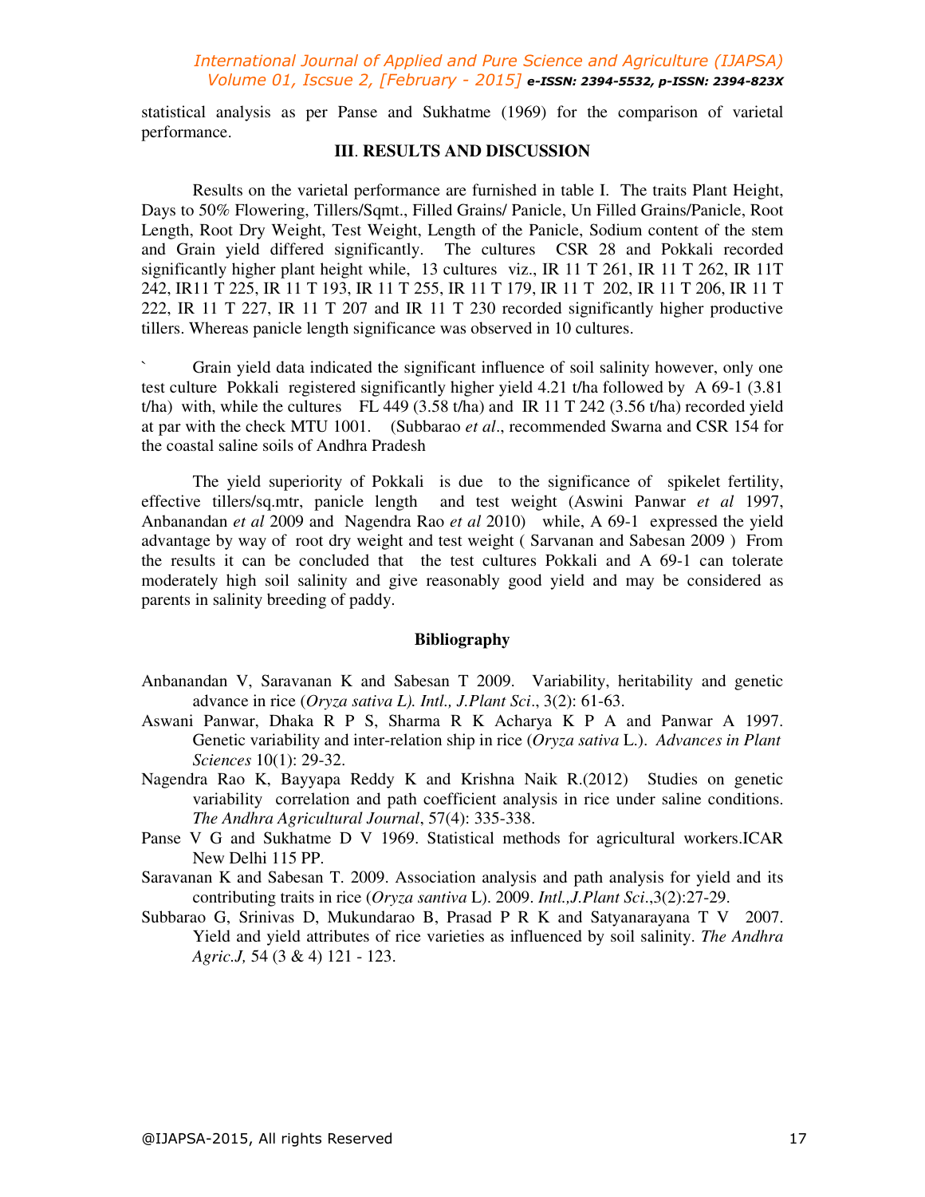statistical analysis as per Panse and Sukhatme (1969) for the comparison of varietal performance.

## III. RESULTS AND DISCUSSION

Results on the varietal performance are furnished in table I. The traits Plant Height, Days to 50% Flowering, Tillers/Sqmt., Filled Grains/ Panicle, Un Filled Grains/Panicle, Root Length, Root Dry Weight, Test Weight, Length of the Panicle, Sodium content of the stem and Grain yield differed significantly. The cultures CSR 28 and Pokkali recorded significantly higher plant height while, 13 cultures viz., IR 11 T 261, IR 11 T 262, IR 11T 242, IR11 T 225, IR 11 T 193, IR 11 T 255, IR 11 T 179, IR 11 T 202, IR 11 T 206, IR 11 T 222, IR 11 T 227, IR 11 T 207 and IR 11 T 230 recorded significantly higher productive tillers. Whereas panicle length significance was observed in 10 cultures.

` Grain yield data indicated the significant influence of soil salinity however, only one test culture Pokkali registered significantly higher yield 4.21 t/ha followed by A 69-1 (3.81 t/ha) with, while the cultures FL 449 (3.58 t/ha) and IR 11 T 242 (3.56 t/ha) recorded yield at par with the check MTU 1001. (Subbarao *et al*., recommended Swarna and CSR 154 for the coastal saline soils of Andhra Pradesh

The yield superiority of Pokkali is due to the significance of spikelet fertility, effective tillers/sq.mtr, panicle length and test weight (Aswini Panwar *et al* 1997, Anbanandan *et al* 2009 and Nagendra Rao *et al* 2010) while, A 69-1 expressed the yield advantage by way of root dry weight and test weight ( Sarvanan and Sabesan 2009 ) From the results it can be concluded that the test cultures Pokkali and A 69-1 can tolerate moderately high soil salinity and give reasonably good yield and may be considered as parents in salinity breeding of paddy.

## Bibliography

Anbanandan V, Saravanan K and Sabesan T 2009. Variability, heritability and genetic advance in rice (*Oryza sativa L). Intl., J.Plant Sci*., 3(2): 61-63.

Aswani Panwar, Dhaka R P S, Sharma R K Acharya K P A and Panwar A 1997. Genetic variability and inter-relation ship in rice (*Oryza sativa* L.). *Advances in Plant Sciences* 10(1): 29-32.

Nagendra Rao K, Bayyapa Reddy K and Krishna Naik R.(2012) Studies on genetic variability correlation and path coefficient analysis in rice under saline conditions. *The Andhra Agricultural Journal*, 57(4): 335-338.

Panse V G and Sukhatme D V 1969. Statistical methods for agricultural workers.ICAR New Delhi 115 PP.

Saravanan K and Sabesan T. 2009. Association analysis and path analysis for yield and its contributing traits in rice (*Oryza santiva* L). 2009. *Intl.,J.Plant Sci*.,3(2):27-29.

Subbarao G, Srinivas D, Mukundarao B, Prasad P R K and Satyanarayana T V 2007. Yield and yield attributes of rice varieties as influenced by soil salinity. *The Andhra Agric.J,* 54 (3 & 4) 121 - 123.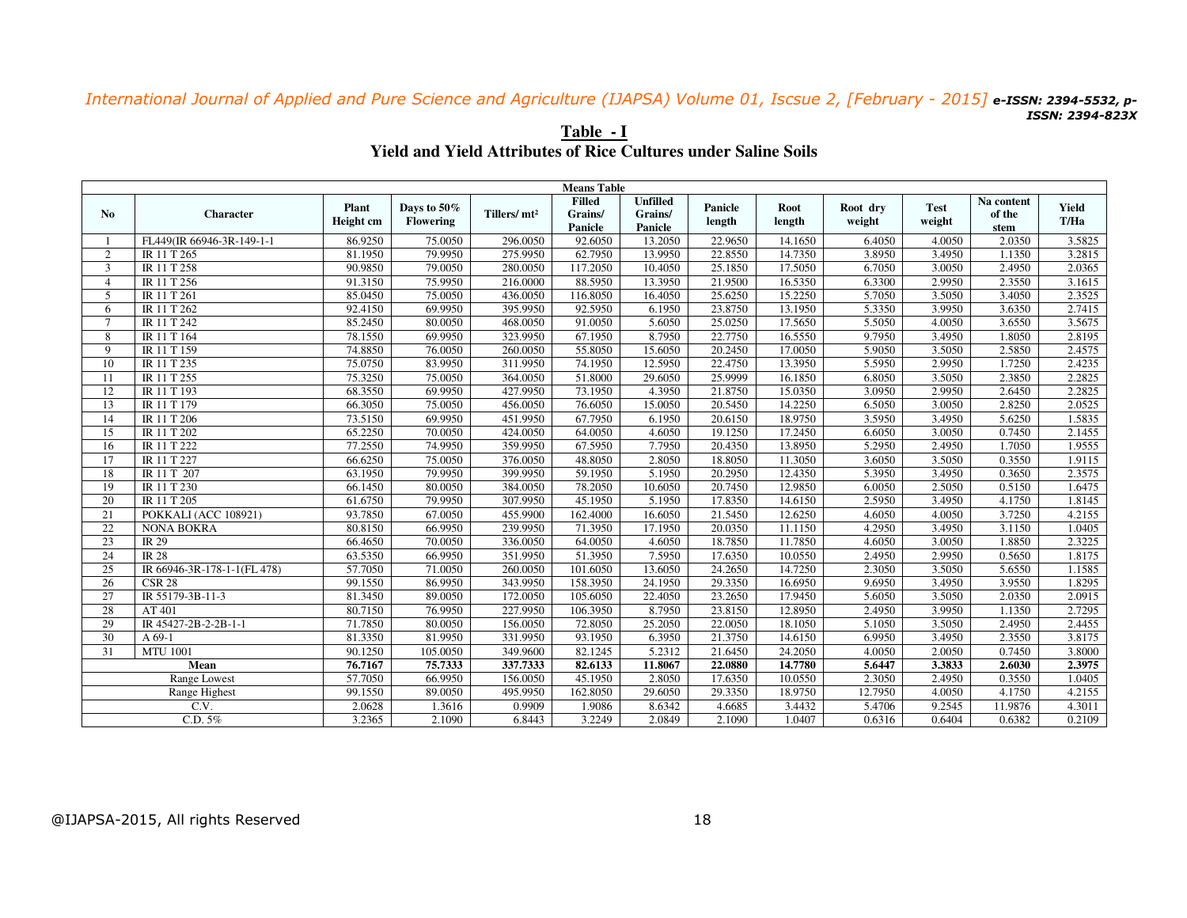## Table - I

### Yield and Yield Attributes of Rice Cultures under Saline Soils

| Means Table | | | | | | | | | | | | | |
|---|---|---|---|---|---|---|---|---|---|---|---|---|---|
| **No** | **Character** | **Plant Height cm** | **Days to 50% Flowering** | **Tillers/ mt²** | **Filled Grains/ Panicle** | **Unfilled Grains/ Panicle** | **Panicle length** | **Root length** | **Root dry weight** | **Test weight** | **Na content of the stem** | **Yield T/Ha** |
| 1 | FL449(IR 66946-3R-149-1-1 | 86.9250 | 75.0050 | 296.0050 | 92.6050 | 13.2050 | 22.9650 | 14.1650 | 6.4050 | 4.0050 | 2.0350 | 3.5825 |
| 2 | IR 11 T 265 | 81.1950 | 79.9950 | 275.9950 | 62.7950 | 13.9950 | 22.8550 | 14.7350 | 3.8950 | 3.4950 | 1.1350 | 3.2815 |
| 3 | IR 11 T 258 | 90.9850 | 79.0050 | 280.0050 | 117.2050 | 10.4050 | 25.1850 | 17.5050 | 6.7050 | 3.0050 | 2.4950 | 2.0365 |
| 4 | IR 11 T 256 | 91.3150 | 75.9950 | 216.0000 | 88.5950 | 13.3950 | 21.9500 | 16.5350 | 6.3300 | 2.9950 | 2.3550 | 3.1615 |
| 5 | IR 11 T 261 | 85.0450 | 75.0050 | 436.0050 | 116.8050 | 16.4050 | 25.6250 | 15.2250 | 5.7050 | 3.5050 | 3.4050 | 2.3525 |
| 6 | IR 11 T 262 | 92.4150 | 69.9950 | 395.9950 | 92.5950 | 6.1950 | 23.8750 | 13.1950 | 5.3350 | 3.9950 | 3.6350 | 2.7415 |
| 7 | IR 11 T 242 | 85.2450 | 80.0050 | 468.0050 | 91.0050 | 5.6050 | 25.0250 | 17.5650 | 5.5050 | 4.0050 | 3.6550 | 3.5675 |
| 8 | IR 11 T 164 | 78.1550 | 69.9950 | 323.9950 | 67.1950 | 8.7950 | 22.7750 | 16.5550 | 9.7950 | 3.4950 | 1.8050 | 2.8195 |
| 9 | IR 11 T 159 | 74.8850 | 76.0050 | 260.0050 | 55.8050 | 15.6050 | 20.2450 | 17.0050 | 5.9050 | 3.5050 | 2.5850 | 2.4575 |
| 10 | IR 11 T 235 | 75.0750 | 83.9950 | 311.9950 | 74.1950 | 12.5950 | 22.4750 | 13.3950 | 5.5950 | 2.9950 | 1.7250 | 2.4235 |
| 11 | IR 11 T 255 | 75.3250 | 75.0050 | 364.0050 | 51.8000 | 29.6050 | 25.9999 | 16.1850 | 6.8050 | 3.5050 | 2.3850 | 2.2825 |
| 12 | IR 11 T 193 | 68.3550 | 69.9950 | 427.9950 | 73.1950 | 4.3950 | 21.8750 | 15.0350 | 3.0950 | 2.9950 | 2.6450 | 2.2825 |
| 13 | IR 11 T 179 | 66.3050 | 75.0050 | 456.0050 | 76.6050 | 15.0050 | 20.5450 | 14.2250 | 6.5050 | 3.0050 | 2.8250 | 2.0525 |
| 14 | IR 11 T 206 | 73.5150 | 69.9950 | 451.9950 | 67.7950 | 6.1950 | 20.6150 | 18.9750 | 3.5950 | 3.4950 | 5.6250 | 1.5835 |
| 15 | IR 11 T 202 | 65.2250 | 70.0050 | 424.0050 | 64.0050 | 4.6050 | 19.1250 | 17.2450 | 6.6050 | 3.0050 | 0.7450 | 2.1455 |
| 16 | IR 11 T 222 | 77.2550 | 74.9950 | 359.9950 | 67.5950 | 7.7950 | 20.4350 | 13.8950 | 5.2950 | 2.4950 | 1.7050 | 1.9555 |
| 17 | IR 11 T 227 | 66.6250 | 75.0050 | 376.0050 | 48.8050 | 2.8050 | 18.8050 | 11.3050 | 3.6050 | 3.5050 | 0.3550 | 1.9115 |
| 18 | IR 11 T 207 | 63.1950 | 79.9950 | 399.9950 | 59.1950 | 5.1950 | 20.2950 | 12.4350 | 5.3950 | 3.4950 | 0.3650 | 2.3575 |
| 19 | IR 11 T 230 | 66.1450 | 80.0050 | 384.0050 | 78.2050 | 10.6050 | 20.7450 | 12.9850 | 6.0050 | 2.5050 | 0.5150 | 1.6475 |
| 20 | IR 11 T 205 | 61.6750 | 79.9950 | 307.9950 | 45.1950 | 5.1950 | 17.8350 | 14.6150 | 2.5950 | 3.4950 | 4.1750 | 1.8145 |
| 21 | POKKALI (ACC 108921) | 93.7850 | 67.0050 | 455.9900 | 162.4000 | 16.6050 | 21.5450 | 12.6250 | 4.6050 | 4.0050 | 3.7250 | 4.2155 |
| 22 | NONA BOKRA | 80.8150 | 66.9950 | 239.9950 | 71.3950 | 17.1950 | 20.0350 | 11.1150 | 4.2950 | 3.4950 | 3.1150 | 1.0405 |
| 23 | IR 29 | 66.4650 | 70.0050 | 336.0050 | 64.0050 | 4.6050 | 18.7850 | 11.7850 | 4.6050 | 3.0050 | 1.8850 | 2.3225 |
| 24 | IR 28 | 63.5350 | 66.9950 | 351.9950 | 51.3950 | 7.5950 | 17.6350 | 10.0550 | 2.4950 | 2.9950 | 0.5650 | 1.8175 |
| 25 | IR 66946-3R-178-1-1(FL 478) | 57.7050 | 71.0050 | 260.0050 | 101.6050 | 13.6050 | 24.2650 | 14.7250 | 2.3050 | 3.5050 | 5.6550 | 1.1585 |
| 26 | CSR 28 | 99.1550 | 86.9950 | 343.9950 | 158.3950 | 24.1950 | 29.3350 | 16.6950 | 9.6950 | 3.4950 | 3.9550 | 1.8295 |
| 27 | IR 55179-3B-11-3 | 81.3450 | 89.0050 | 172.0050 | 105.6050 | 22.4050 | 23.2650 | 17.9450 | 5.6050 | 3.5050 | 2.0350 | 2.0915 |
| 28 | AT 401 | 80.7150 | 76.9950 | 227.9950 | 106.3950 | 8.7950 | 23.8150 | 12.8950 | 2.4950 | 3.9950 | 1.1350 | 2.7295 |
| 29 | IR 45427-2B-2-2B-1-1 | 71.7850 | 80.0050 | 156.0050 | 72.8050 | 25.2050 | 22.0050 | 18.1050 | 5.1050 | 3.5050 | 2.4950 | 2.4455 |
| 30 | A 69-1 | 81.3350 | 81.9950 | 331.9950 | 93.1950 | 6.3950 | 21.3750 | 14.6150 | 6.9950 | 3.4950 | 2.3550 | 3.8175 |
| 31 | MTU 1001 | 90.1250 | 105.0050 | 349.9600 | 82.1245 | 5.2312 | 21.6450 | 24.2050 | 4.0050 | 2.0050 | 0.7450 | 3.8000 |
| | **Mean** | **76.7167** | **75.7333** | **337.7333** | **82.6133** | **11.8067** | **22.0880** | **14.7780** | **5.6447** | **3.3833** | **2.6030** | **2.3975** |
| | Range Lowest | 57.7050 | 66.9950 | 156.0050 | 45.1950 | 2.8050 | 17.6350 | 10.0550 | 2.3050 | 2.4950 | 0.3550 | 1.0405 |
| | Range Highest | 99.1550 | 89.0050 | 495.9950 | 162.8050 | 29.6050 | 29.3350 | 18.9750 | 12.7950 | 4.0050 | 4.1750 | 4.2155 |
| | C.V. | 2.0628 | 1.3616 | 0.9909 | 1.9086 | 8.6342 | 4.6685 | 3.4432 | 5.4706 | 9.2545 | 11.9876 | 4.3011 |
| | C.D. 5% | 3.2365 | 2.1090 | 6.8443 | 3.2249 | 2.0849 | 2.1090 | 1.0407 | 0.6316 | 0.6404 | 0.6382 | 0.2109 |